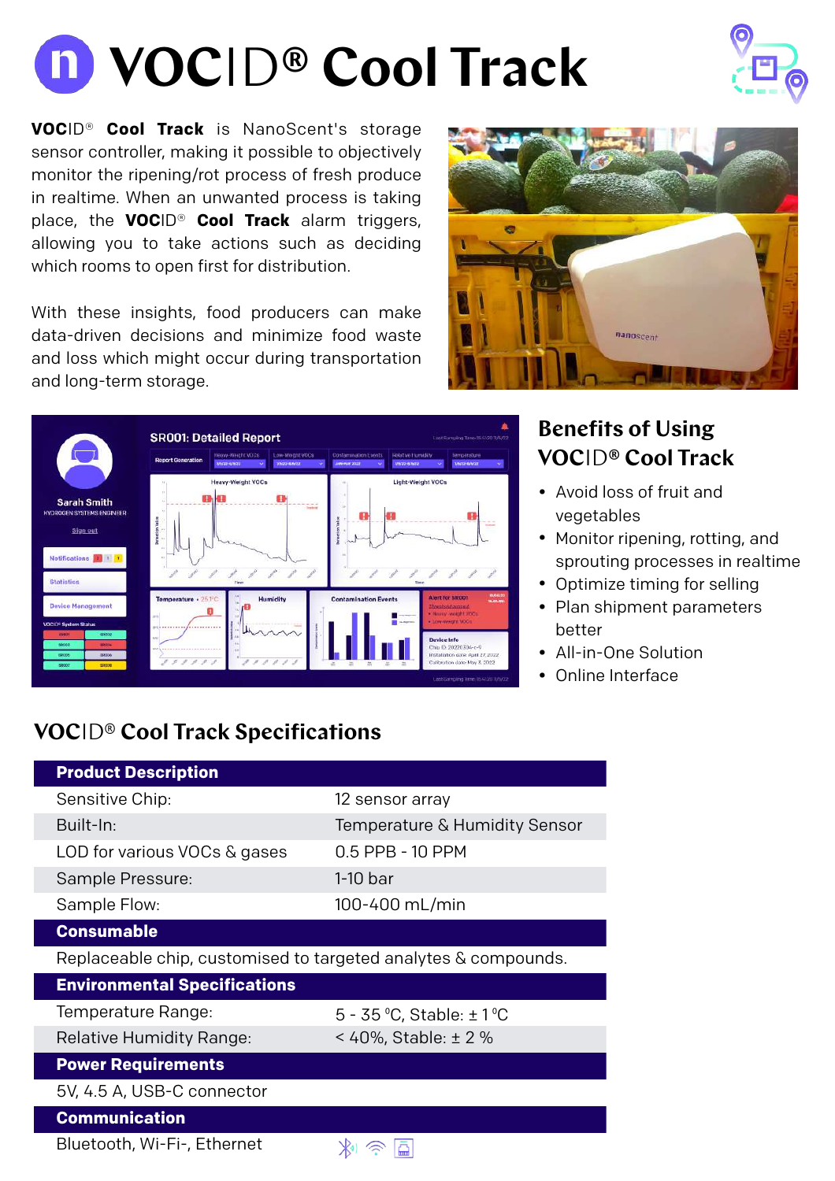# VOC|D® Cool Track

**VOC**ID® **Cool Track** is NanoScent's storage sensor controller, making it possible to objectively monitor the ripening/rot process of fresh produce in realtime. When an unwanted process is taking place, the **VOC**ID® **Cool Track** alarm triggers, allowing you to take actions such as deciding which rooms to open first for distribution.

With these insights, food producers can make data-driven decisions and minimize food waste and loss which might occur during transportation and long-term storage.

## Benefits of Using VOC|D® Cool Track

- Avoid loss of fruit and vegetables
- Monitor ripening, rotting, and sprouting processes in realtime
- Optimize timing for selling
- Plan shipment parameters better
- All-in-One Solution
- Online Interface

## VOC|D® Cool Track Specifications

| **Product Description** | |
|---|---|
| Sensitive Chip: | 12 sensor array |
| Built-In: | Temperature & Humidity Sensor |
| LOD for various VOCs & gases | 0.5 PPB - 10 PPM |
| Sample Pressure: | 1-10 bar |
| Sample Flow: | 100-400 mL/min |
| **Consumable** | |
| Replaceable chip, customised to targeted analytes & compounds. | |
| **Environmental Specifications** | |
| Temperature Range: | 5 - 35 °C, Stable: ± 1 °C |
| Relative Humidity Range: | < 40%, Stable: ± 2 % |
| **Power Requirements** | |
| 5V, 4.5 A, USB-C connector | |
| **Communication** | |
| Bluetooth, Wi-Fi-, Ethernet | |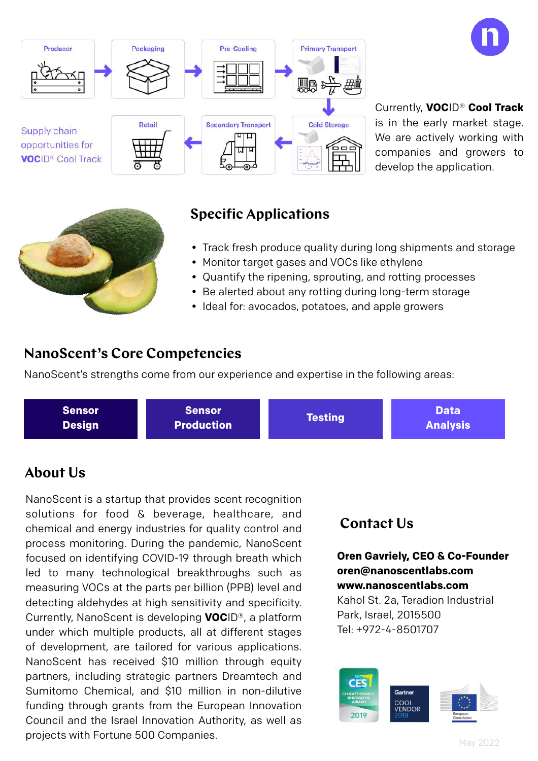Producer

Packaging

Pre-Cooling

Primary Transport

Cold Storage

Secondary Transport

Retail

Supply chain opportunities for **VOC**ID® Cool Track

Currently, **VOC**ID® **Cool Track** is in the early market stage. We are actively working with companies and growers to develop the application.

## Specific Applications

- Track fresh produce quality during long shipments and storage
- Monitor target gases and VOCs like ethylene
- Quantify the ripening, sprouting, and rotting processes
- Be alerted about any rotting during long-term storage
- Ideal for: avocados, potatoes, and apple growers

## NanoScent's Core Competencies

NanoScent's strengths come from our experience and expertise in the following areas:

**Sensor Design**

**Sensor Production**

**Testing**

**Data Analysis**

## About Us

NanoScent is a startup that provides scent recognition solutions for food & beverage, healthcare, and chemical and energy industries for quality control and process monitoring. During the pandemic, NanoScent focused on identifying COVID-19 through breath which led to many technological breakthroughs such as measuring VOCs at the parts per billion (PPB) level and detecting aldehydes at high sensitivity and specificity. Currently, NanoScent is developing **VOC**ID®, a platform under which multiple products, all at different stages of development, are tailored for various applications. NanoScent has received $10 million through equity partners, including strategic partners Dreamtech and Sumitomo Chemical, and $10 million in non-dilutive funding through grants from the European Innovation Council and the Israel Innovation Authority, as well as projects with Fortune 500 Companies.

## Contact Us

**Oren Gavriely, CEO & Co-Founder**
**oren@nanoscentlabs.com**
**www.nanoscentlabs.com**
Kahol St. 2a, Teradion Industrial Park, Israel, 2015500
Tel: +972-4-8501707

CES CLIMATE CHANGE INNOVATOR AWARD 2019

Gartner COOL VENDOR 2019

European Commission

May 2022